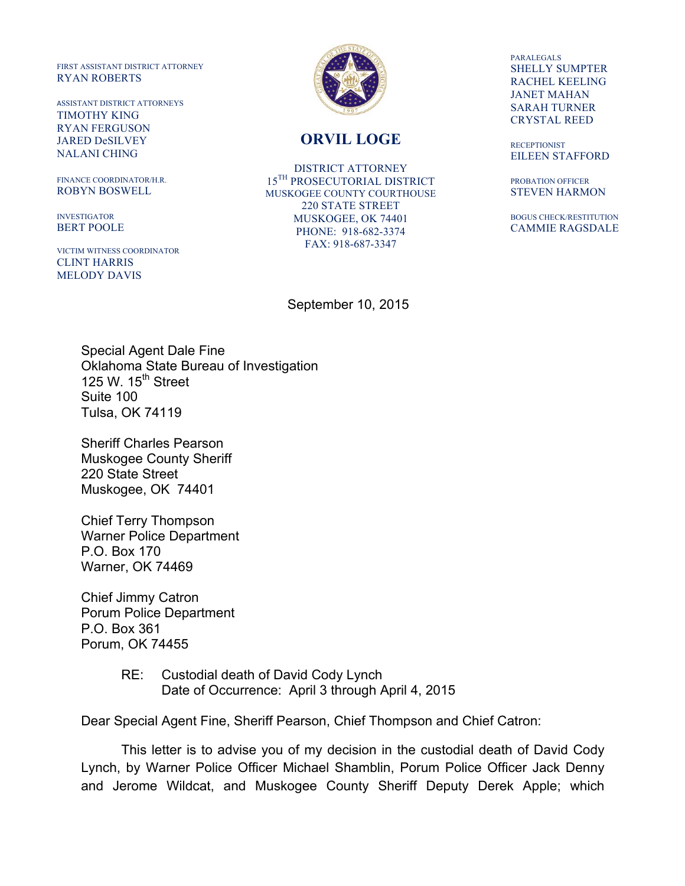FIRST ASSISTANT DISTRICT ATTORNEY
RYAN ROBERTS

ASSISTANT DISTRICT ATTORNEYS
TIMOTHY KING
RYAN FERGUSON
JARED DeSILVEY
NALANI CHING

FINANCE COORDINATOR/H.R.
ROBYN BOSWELL

INVESTIGATOR
BERT POOLE

VICTIM WITNESS COORDINATOR
CLINT HARRIS
MELODY DAVIS

**ORVIL LOGE**

DISTRICT ATTORNEY
15TH PROSECUTORIAL DISTRICT
MUSKOGEE COUNTY COURTHOUSE
220 STATE STREET
MUSKOGEE, OK 74401
PHONE: 918-682-3374
FAX: 918-687-3347

PARALEGALS
SHELLY SUMPTER
RACHEL KEELING
JANET MAHAN
SARAH TURNER
CRYSTAL REED

RECEPTIONIST
EILEEN STAFFORD

PROBATION OFFICER
STEVEN HARMON

BOGUS CHECK/RESTITUTION
CAMMIE RAGSDALE

September 10, 2015

Special Agent Dale Fine
Oklahoma State Bureau of Investigation
125 W. 15th Street
Suite 100
Tulsa, OK 74119

Sheriff Charles Pearson
Muskogee County Sheriff
220 State Street
Muskogee, OK 74401

Chief Terry Thompson
Warner Police Department
P.O. Box 170
Warner, OK 74469

Chief Jimmy Catron
Porum Police Department
P.O. Box 361
Porum, OK 74455

RE: Custodial death of David Cody Lynch
Date of Occurrence: April 3 through April 4, 2015

Dear Special Agent Fine, Sheriff Pearson, Chief Thompson and Chief Catron:

This letter is to advise you of my decision in the custodial death of David Cody Lynch, by Warner Police Officer Michael Shamblin, Porum Police Officer Jack Denny and Jerome Wildcat, and Muskogee County Sheriff Deputy Derek Apple; which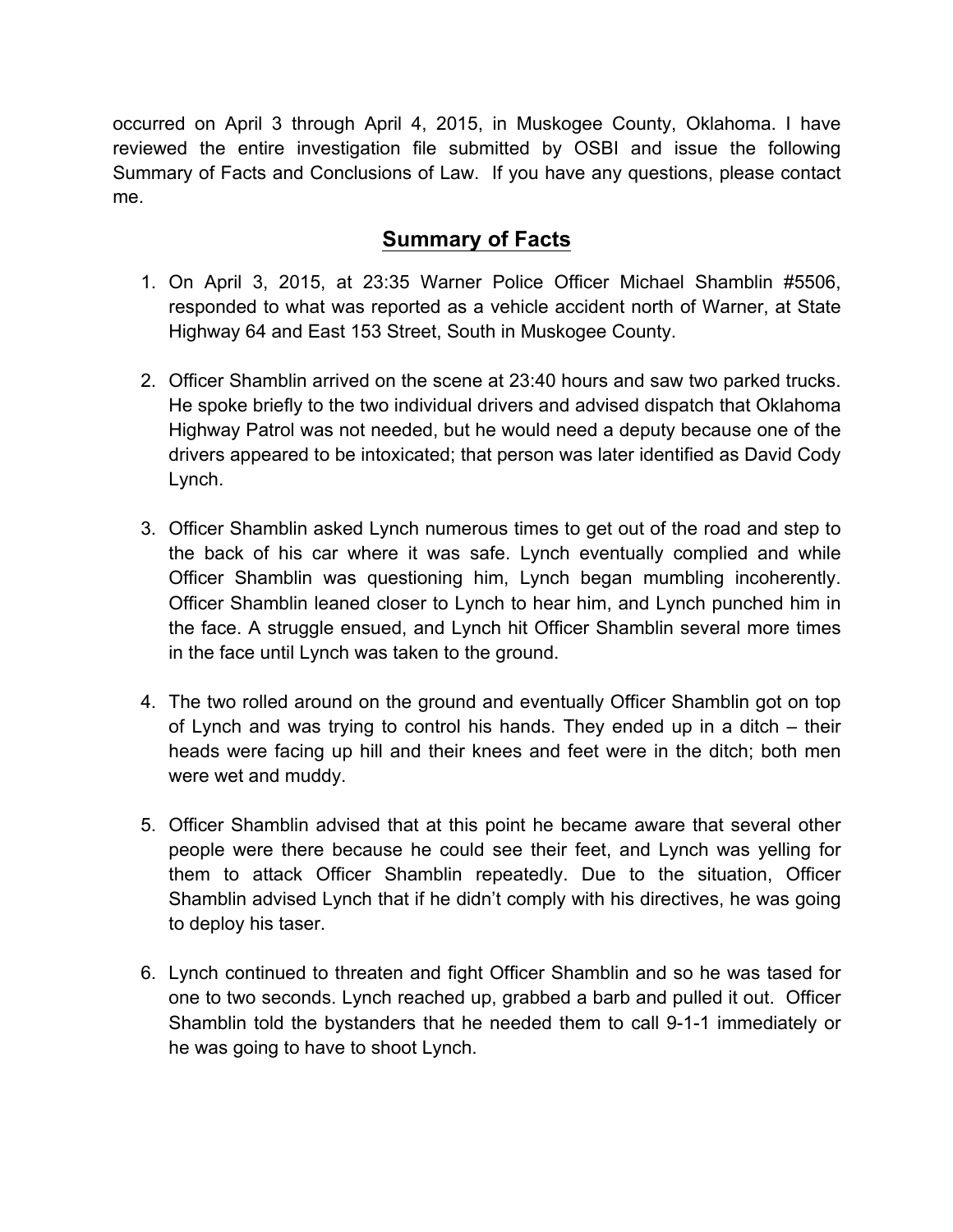occurred on April 3 through April 4, 2015, in Muskogee County, Oklahoma. I have reviewed the entire investigation file submitted by OSBI and issue the following Summary of Facts and Conclusions of Law. If you have any questions, please contact me.

## Summary of Facts

1. On April 3, 2015, at 23:35 Warner Police Officer Michael Shamblin #5506, responded to what was reported as a vehicle accident north of Warner, at State Highway 64 and East 153 Street, South in Muskogee County.

2. Officer Shamblin arrived on the scene at 23:40 hours and saw two parked trucks. He spoke briefly to the two individual drivers and advised dispatch that Oklahoma Highway Patrol was not needed, but he would need a deputy because one of the drivers appeared to be intoxicated; that person was later identified as David Cody Lynch.

3. Officer Shamblin asked Lynch numerous times to get out of the road and step to the back of his car where it was safe. Lynch eventually complied and while Officer Shamblin was questioning him, Lynch began mumbling incoherently. Officer Shamblin leaned closer to Lynch to hear him, and Lynch punched him in the face. A struggle ensued, and Lynch hit Officer Shamblin several more times in the face until Lynch was taken to the ground.

4. The two rolled around on the ground and eventually Officer Shamblin got on top of Lynch and was trying to control his hands. They ended up in a ditch – their heads were facing up hill and their knees and feet were in the ditch; both men were wet and muddy.

5. Officer Shamblin advised that at this point he became aware that several other people were there because he could see their feet, and Lynch was yelling for them to attack Officer Shamblin repeatedly. Due to the situation, Officer Shamblin advised Lynch that if he didn't comply with his directives, he was going to deploy his taser.

6. Lynch continued to threaten and fight Officer Shamblin and so he was tased for one to two seconds. Lynch reached up, grabbed a barb and pulled it out. Officer Shamblin told the bystanders that he needed them to call 9-1-1 immediately or he was going to have to shoot Lynch.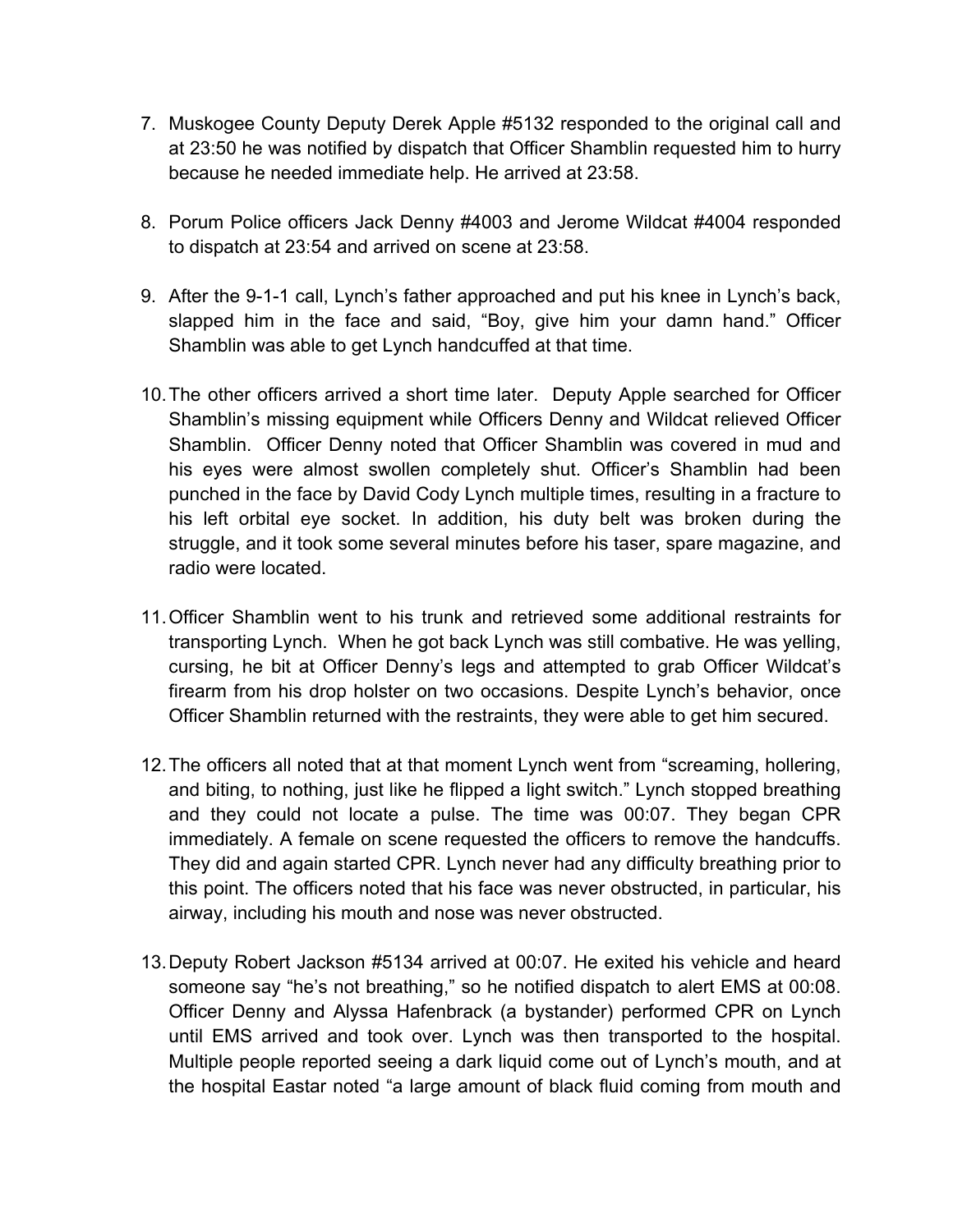7. Muskogee County Deputy Derek Apple #5132 responded to the original call and at 23:50 he was notified by dispatch that Officer Shamblin requested him to hurry because he needed immediate help. He arrived at 23:58.

8. Porum Police officers Jack Denny #4003 and Jerome Wildcat #4004 responded to dispatch at 23:54 and arrived on scene at 23:58.

9. After the 9-1-1 call, Lynch's father approached and put his knee in Lynch's back, slapped him in the face and said, "Boy, give him your damn hand." Officer Shamblin was able to get Lynch handcuffed at that time.

10. The other officers arrived a short time later. Deputy Apple searched for Officer Shamblin's missing equipment while Officers Denny and Wildcat relieved Officer Shamblin. Officer Denny noted that Officer Shamblin was covered in mud and his eyes were almost swollen completely shut. Officer's Shamblin had been punched in the face by David Cody Lynch multiple times, resulting in a fracture to his left orbital eye socket. In addition, his duty belt was broken during the struggle, and it took some several minutes before his taser, spare magazine, and radio were located.

11. Officer Shamblin went to his trunk and retrieved some additional restraints for transporting Lynch. When he got back Lynch was still combative. He was yelling, cursing, he bit at Officer Denny's legs and attempted to grab Officer Wildcat's firearm from his drop holster on two occasions. Despite Lynch's behavior, once Officer Shamblin returned with the restraints, they were able to get him secured.

12. The officers all noted that at that moment Lynch went from "screaming, hollering, and biting, to nothing, just like he flipped a light switch." Lynch stopped breathing and they could not locate a pulse. The time was 00:07. They began CPR immediately. A female on scene requested the officers to remove the handcuffs. They did and again started CPR. Lynch never had any difficulty breathing prior to this point. The officers noted that his face was never obstructed, in particular, his airway, including his mouth and nose was never obstructed.

13. Deputy Robert Jackson #5134 arrived at 00:07. He exited his vehicle and heard someone say "he's not breathing," so he notified dispatch to alert EMS at 00:08. Officer Denny and Alyssa Hafenbrack (a bystander) performed CPR on Lynch until EMS arrived and took over. Lynch was then transported to the hospital. Multiple people reported seeing a dark liquid come out of Lynch's mouth, and at the hospital Eastar noted "a large amount of black fluid coming from mouth and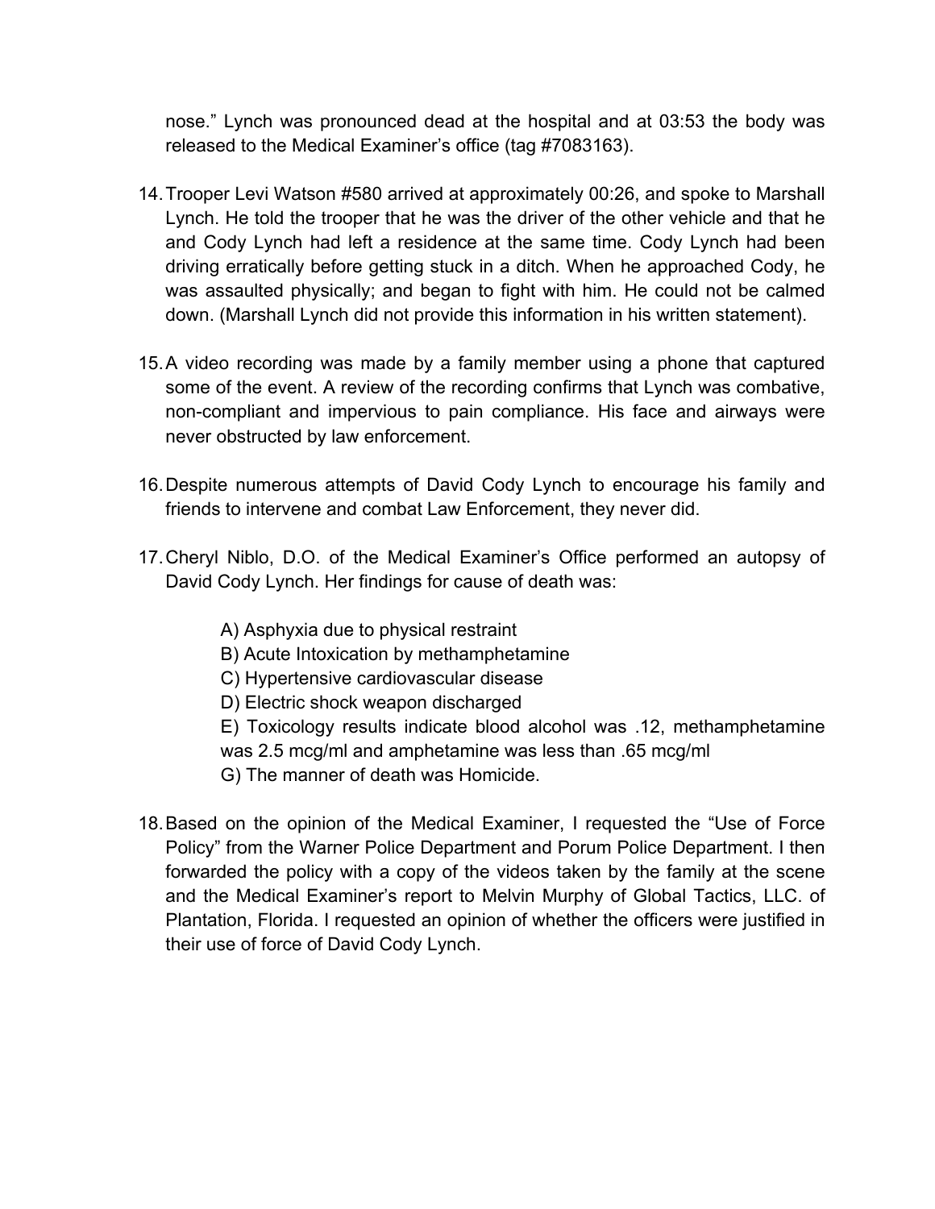nose." Lynch was pronounced dead at the hospital and at 03:53 the body was released to the Medical Examiner's office (tag #7083163).

14. Trooper Levi Watson #580 arrived at approximately 00:26, and spoke to Marshall Lynch. He told the trooper that he was the driver of the other vehicle and that he and Cody Lynch had left a residence at the same time. Cody Lynch had been driving erratically before getting stuck in a ditch. When he approached Cody, he was assaulted physically; and began to fight with him. He could not be calmed down. (Marshall Lynch did not provide this information in his written statement).

15. A video recording was made by a family member using a phone that captured some of the event. A review of the recording confirms that Lynch was combative, non-compliant and impervious to pain compliance. His face and airways were never obstructed by law enforcement.

16. Despite numerous attempts of David Cody Lynch to encourage his family and friends to intervene and combat Law Enforcement, they never did.

17. Cheryl Niblo, D.O. of the Medical Examiner's Office performed an autopsy of David Cody Lynch. Her findings for cause of death was:

    A) Asphyxia due to physical restraint
    B) Acute Intoxication by methamphetamine
    C) Hypertensive cardiovascular disease
    D) Electric shock weapon discharged
    E) Toxicology results indicate blood alcohol was .12, methamphetamine was 2.5 mcg/ml and amphetamine was less than .65 mcg/ml
    G) The manner of death was Homicide.

18. Based on the opinion of the Medical Examiner, I requested the "Use of Force Policy" from the Warner Police Department and Porum Police Department. I then forwarded the policy with a copy of the videos taken by the family at the scene and the Medical Examiner's report to Melvin Murphy of Global Tactics, LLC. of Plantation, Florida. I requested an opinion of whether the officers were justified in their use of force of David Cody Lynch.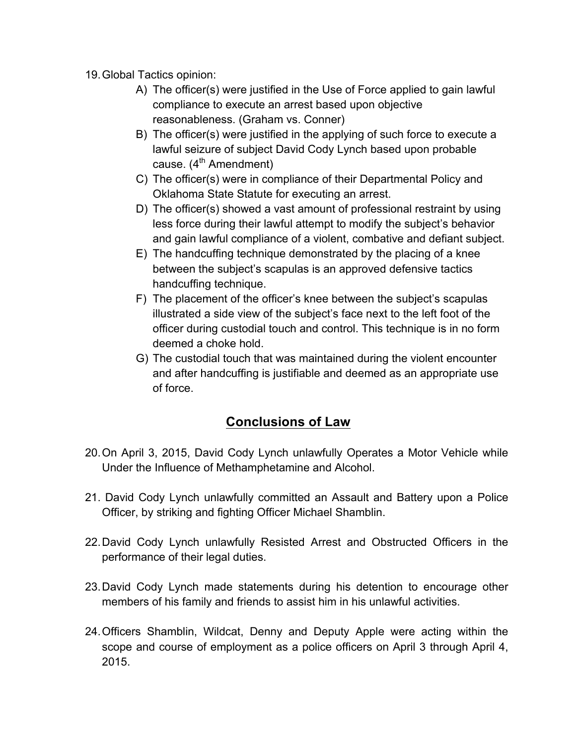19. Global Tactics opinion:
    - A) The officer(s) were justified in the Use of Force applied to gain lawful compliance to execute an arrest based upon objective reasonableness. (Graham vs. Conner)
    - B) The officer(s) were justified in the applying of such force to execute a lawful seizure of subject David Cody Lynch based upon probable cause. (4th Amendment)
    - C) The officer(s) were in compliance of their Departmental Policy and Oklahoma State Statute for executing an arrest.
    - D) The officer(s) showed a vast amount of professional restraint by using less force during their lawful attempt to modify the subject's behavior and gain lawful compliance of a violent, combative and defiant subject.
    - E) The handcuffing technique demonstrated by the placing of a knee between the subject's scapulas is an approved defensive tactics handcuffing technique.
    - F) The placement of the officer's knee between the subject's scapulas illustrated a side view of the subject's face next to the left foot of the officer during custodial touch and control. This technique is in no form deemed a choke hold.
    - G) The custodial touch that was maintained during the violent encounter and after handcuffing is justifiable and deemed as an appropriate use of force.

## Conclusions of Law

20. On April 3, 2015, David Cody Lynch unlawfully Operates a Motor Vehicle while Under the Influence of Methamphetamine and Alcohol.

21. David Cody Lynch unlawfully committed an Assault and Battery upon a Police Officer, by striking and fighting Officer Michael Shamblin.

22. David Cody Lynch unlawfully Resisted Arrest and Obstructed Officers in the performance of their legal duties.

23. David Cody Lynch made statements during his detention to encourage other members of his family and friends to assist him in his unlawful activities.

24. Officers Shamblin, Wildcat, Denny and Deputy Apple were acting within the scope and course of employment as a police officers on April 3 through April 4, 2015.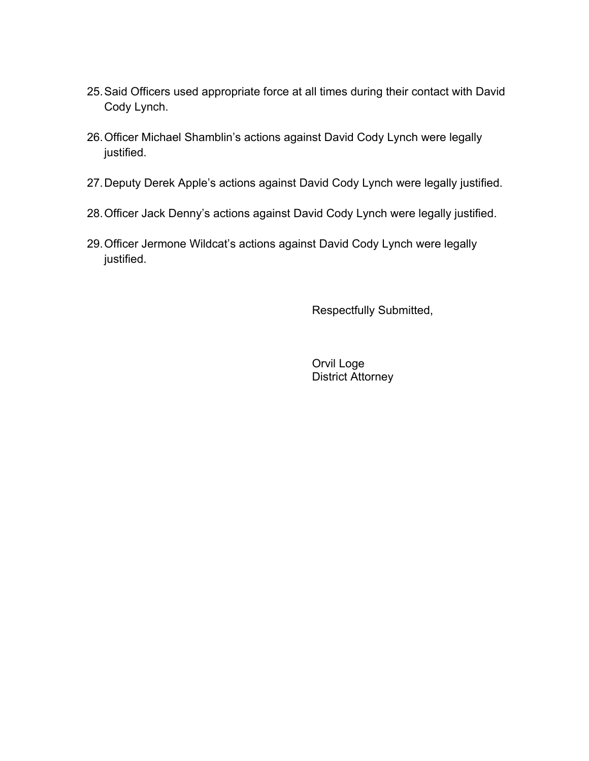25. Said Officers used appropriate force at all times during their contact with David Cody Lynch.

26. Officer Michael Shamblin's actions against David Cody Lynch were legally justified.

27. Deputy Derek Apple's actions against David Cody Lynch were legally justified.

28. Officer Jack Denny's actions against David Cody Lynch were legally justified.

29. Officer Jermone Wildcat's actions against David Cody Lynch were legally justified.

Respectfully Submitted,

Orvil Loge
District Attorney